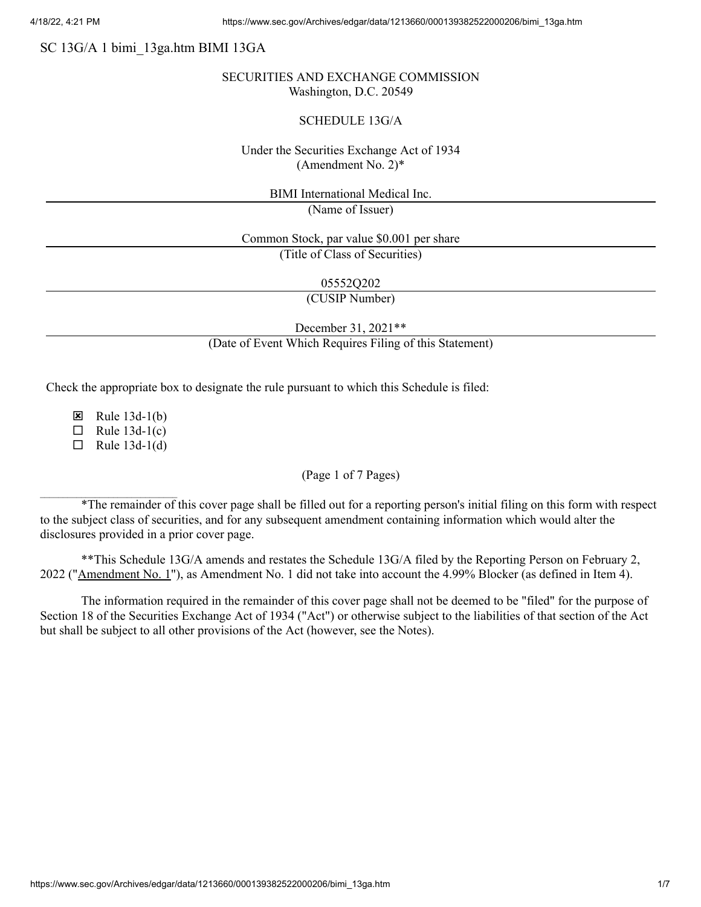SC 13G/A 1 bimi_13ga.htm BIMI 13GA

SECURITIES AND EXCHANGE COMMISSION
Washington, D.C. 20549

SCHEDULE 13G/A

Under the Securities Exchange Act of 1934
(Amendment No. 2)*

BIMI International Medical Inc.

(Name of Issuer)

Common Stock, par value $0.001 per share

(Title of Class of Securities)

05552Q202

(CUSIP Number)

December 31, 2021**

(Date of Event Which Requires Filing of this Statement)

Check the appropriate box to designate the rule pursuant to which this Schedule is filed:

☒ Rule 13d-1(b)
☐ Rule 13d-1(c)
☐ Rule 13d-1(d)

(Page 1 of 7 Pages)

*The remainder of this cover page shall be filled out for a reporting person's initial filing on this form with respect to the subject class of securities, and for any subsequent amendment containing information which would alter the disclosures provided in a prior cover page.

**This Schedule 13G/A amends and restates the Schedule 13G/A filed by the Reporting Person on February 2, 2022 ("Amendment No. 1"), as Amendment No. 1 did not take into account the 4.99% Blocker (as defined in Item 4).

The information required in the remainder of this cover page shall not be deemed to be "filed" for the purpose of Section 18 of the Securities Exchange Act of 1934 ("Act") or otherwise subject to the liabilities of that section of the Act but shall be subject to all other provisions of the Act (however, see the Notes).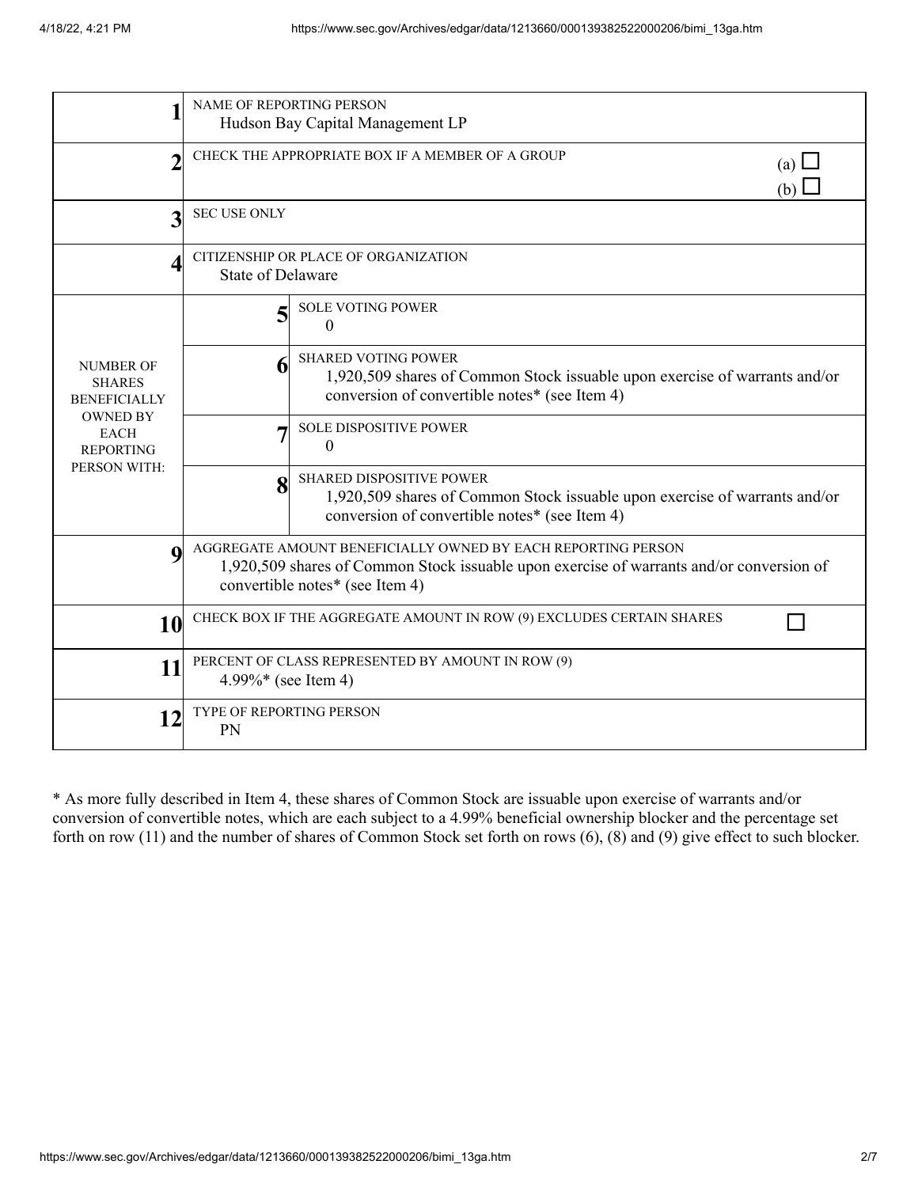| | | |
|---|---|---|
| 1 | NAME OF REPORTING PERSON<br>Hudson Bay Capital Management LP | |
| 2 | CHECK THE APPROPRIATE BOX IF A MEMBER OF A GROUP | (a) ☐<br>(b) ☐ |
| 3 | SEC USE ONLY | |
| 4 | CITIZENSHIP OR PLACE OF ORGANIZATION<br>State of Delaware | |
| NUMBER OF SHARES BENEFICIALLY OWNED BY EACH REPORTING PERSON WITH: | 5 | SOLE VOTING POWER<br>0 |
| | 6 | SHARED VOTING POWER<br>1,920,509 shares of Common Stock issuable upon exercise of warrants and/or conversion of convertible notes* (see Item 4) |
| | 7 | SOLE DISPOSITIVE POWER<br>0 |
| | 8 | SHARED DISPOSITIVE POWER<br>1,920,509 shares of Common Stock issuable upon exercise of warrants and/or conversion of convertible notes* (see Item 4) |
| 9 | AGGREGATE AMOUNT BENEFICIALLY OWNED BY EACH REPORTING PERSON<br>1,920,509 shares of Common Stock issuable upon exercise of warrants and/or conversion of convertible notes* (see Item 4) | |
| 10 | CHECK BOX IF THE AGGREGATE AMOUNT IN ROW (9) EXCLUDES CERTAIN SHARES | ☐ |
| 11 | PERCENT OF CLASS REPRESENTED BY AMOUNT IN ROW (9)<br>4.99%* (see Item 4) | |
| 12 | TYPE OF REPORTING PERSON<br>PN | |

* As more fully described in Item 4, these shares of Common Stock are issuable upon exercise of warrants and/or conversion of convertible notes, which are each subject to a 4.99% beneficial ownership blocker and the percentage set forth on row (11) and the number of shares of Common Stock set forth on rows (6), (8) and (9) give effect to such blocker.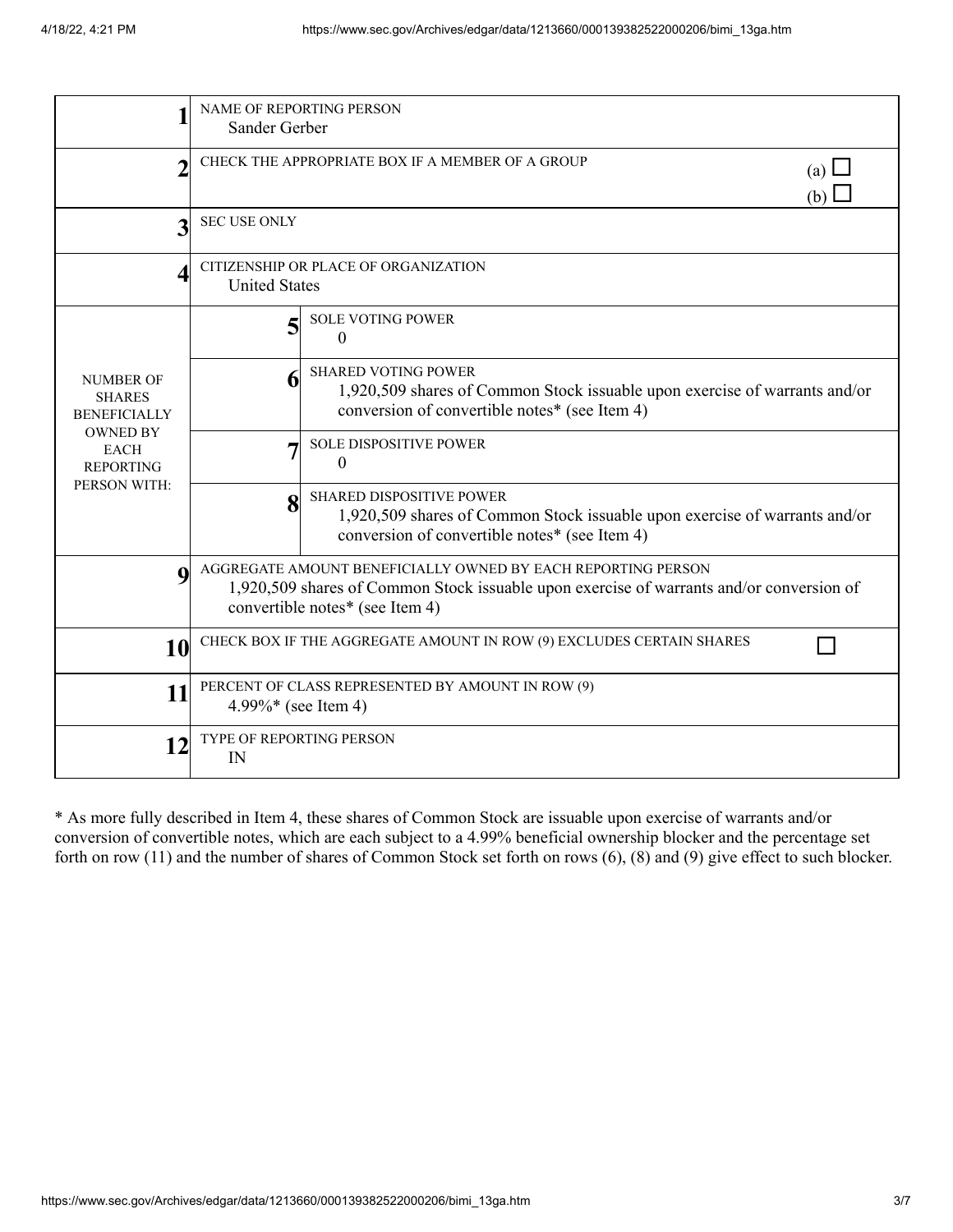| | | |
|---|---|---|
| 1 | NAME OF REPORTING PERSON<br>Sander Gerber | |
| 2 | CHECK THE APPROPRIATE BOX IF A MEMBER OF A GROUP | (a) ☐<br>(b) ☐ |
| 3 | SEC USE ONLY | |
| 4 | CITIZENSHIP OR PLACE OF ORGANIZATION<br>United States | |
| NUMBER OF SHARES BENEFICIALLY OWNED BY EACH REPORTING PERSON WITH: | 5 | SOLE VOTING POWER<br>0 |
| | 6 | SHARED VOTING POWER<br>1,920,509 shares of Common Stock issuable upon exercise of warrants and/or conversion of convertible notes* (see Item 4) |
| | 7 | SOLE DISPOSITIVE POWER<br>0 |
| | 8 | SHARED DISPOSITIVE POWER<br>1,920,509 shares of Common Stock issuable upon exercise of warrants and/or conversion of convertible notes* (see Item 4) |
| 9 | AGGREGATE AMOUNT BENEFICIALLY OWNED BY EACH REPORTING PERSON<br>1,920,509 shares of Common Stock issuable upon exercise of warrants and/or conversion of convertible notes* (see Item 4) | |
| 10 | CHECK BOX IF THE AGGREGATE AMOUNT IN ROW (9) EXCLUDES CERTAIN SHARES | ☐ |
| 11 | PERCENT OF CLASS REPRESENTED BY AMOUNT IN ROW (9)<br>4.99%* (see Item 4) | |
| 12 | TYPE OF REPORTING PERSON<br>IN | |

* As more fully described in Item 4, these shares of Common Stock are issuable upon exercise of warrants and/or conversion of convertible notes, which are each subject to a 4.99% beneficial ownership blocker and the percentage set forth on row (11) and the number of shares of Common Stock set forth on rows (6), (8) and (9) give effect to such blocker.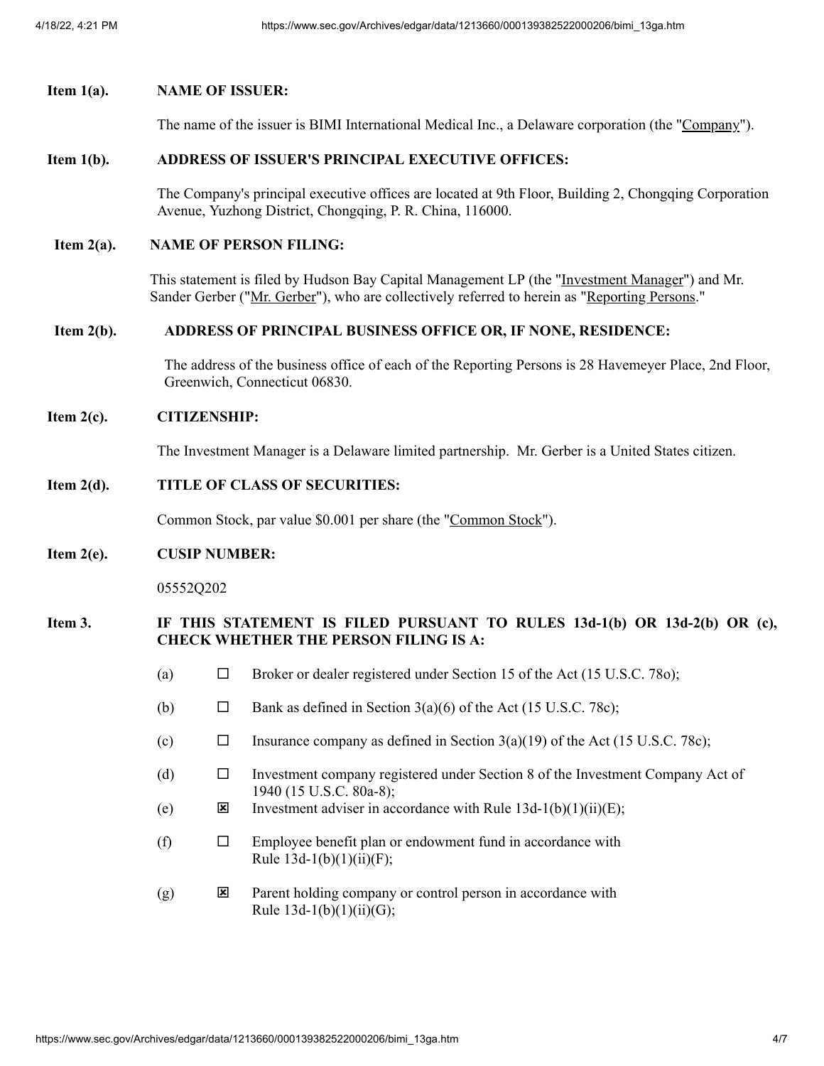**Item 1(a).** **NAME OF ISSUER:**

The name of the issuer is BIMI International Medical Inc., a Delaware corporation (the "Company").

**Item 1(b).** **ADDRESS OF ISSUER'S PRINCIPAL EXECUTIVE OFFICES:**

The Company's principal executive offices are located at 9th Floor, Building 2, Chongqing Corporation Avenue, Yuzhong District, Chongqing, P. R. China, 116000.

**Item 2(a).** **NAME OF PERSON FILING:**

This statement is filed by Hudson Bay Capital Management LP (the "Investment Manager") and Mr. Sander Gerber ("Mr. Gerber"), who are collectively referred to herein as "Reporting Persons."

**Item 2(b).** **ADDRESS OF PRINCIPAL BUSINESS OFFICE OR, IF NONE, RESIDENCE:**

The address of the business office of each of the Reporting Persons is 28 Havemeyer Place, 2nd Floor, Greenwich, Connecticut 06830.

**Item 2(c).** **CITIZENSHIP:**

The Investment Manager is a Delaware limited partnership. Mr. Gerber is a United States citizen.

**Item 2(d).** **TITLE OF CLASS OF SECURITIES:**

Common Stock, par value $0.001 per share (the "Common Stock").

**Item 2(e).** **CUSIP NUMBER:**

05552Q202

**Item 3.** **IF THIS STATEMENT IS FILED PURSUANT TO RULES 13d-1(b) OR 13d-2(b) OR (c), CHECK WHETHER THE PERSON FILING IS A:**

(a) ☐ Broker or dealer registered under Section 15 of the Act (15 U.S.C. 78o);

(b) ☐ Bank as defined in Section 3(a)(6) of the Act (15 U.S.C. 78c);

(c) ☐ Insurance company as defined in Section 3(a)(19) of the Act (15 U.S.C. 78c);

(d) ☐ Investment company registered under Section 8 of the Investment Company Act of 1940 (15 U.S.C. 80a-8);

(e) ☒ Investment adviser in accordance with Rule 13d-1(b)(1)(ii)(E);

(f) ☐ Employee benefit plan or endowment fund in accordance with Rule 13d-1(b)(1)(ii)(F);

(g) ☒ Parent holding company or control person in accordance with Rule 13d-1(b)(1)(ii)(G);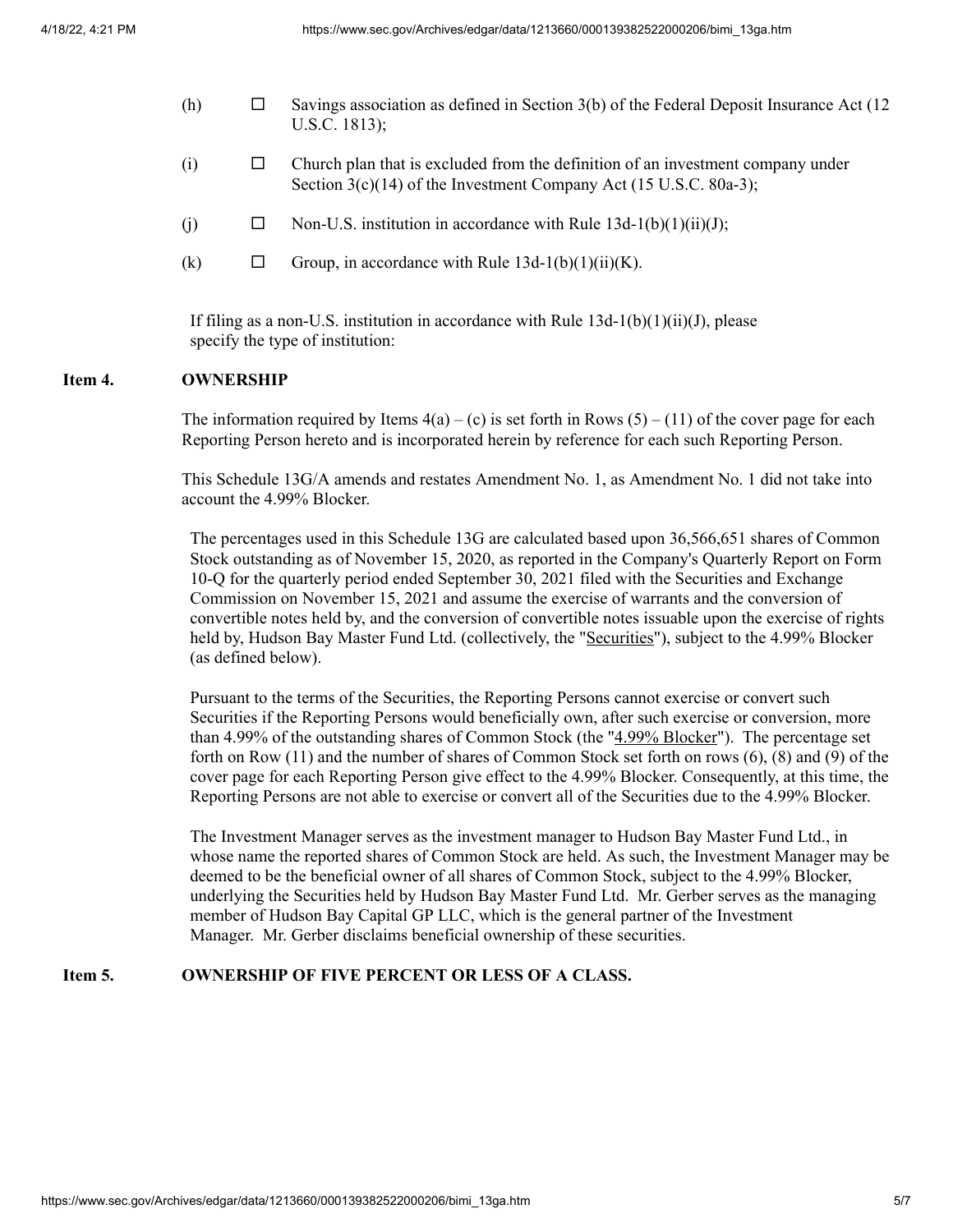(h) ☐ Savings association as defined in Section 3(b) of the Federal Deposit Insurance Act (12 U.S.C. 1813);

(i) ☐ Church plan that is excluded from the definition of an investment company under Section 3(c)(14) of the Investment Company Act (15 U.S.C. 80a-3);

(j) ☐ Non-U.S. institution in accordance with Rule 13d-1(b)(1)(ii)(J);

(k) ☐ Group, in accordance with Rule 13d-1(b)(1)(ii)(K).

If filing as a non-U.S. institution in accordance with Rule 13d-1(b)(1)(ii)(J), please specify the type of institution:

**Item 4. OWNERSHIP**

The information required by Items 4(a) – (c) is set forth in Rows (5) – (11) of the cover page for each Reporting Person hereto and is incorporated herein by reference for each such Reporting Person.

This Schedule 13G/A amends and restates Amendment No. 1, as Amendment No. 1 did not take into account the 4.99% Blocker.

The percentages used in this Schedule 13G are calculated based upon 36,566,651 shares of Common Stock outstanding as of November 15, 2020, as reported in the Company's Quarterly Report on Form 10-Q for the quarterly period ended September 30, 2021 filed with the Securities and Exchange Commission on November 15, 2021 and assume the exercise of warrants and the conversion of convertible notes held by, and the conversion of convertible notes issuable upon the exercise of rights held by, Hudson Bay Master Fund Ltd. (collectively, the "Securities"), subject to the 4.99% Blocker (as defined below).

Pursuant to the terms of the Securities, the Reporting Persons cannot exercise or convert such Securities if the Reporting Persons would beneficially own, after such exercise or conversion, more than 4.99% of the outstanding shares of Common Stock (the "4.99% Blocker"). The percentage set forth on Row (11) and the number of shares of Common Stock set forth on rows (6), (8) and (9) of the cover page for each Reporting Person give effect to the 4.99% Blocker. Consequently, at this time, the Reporting Persons are not able to exercise or convert all of the Securities due to the 4.99% Blocker.

The Investment Manager serves as the investment manager to Hudson Bay Master Fund Ltd., in whose name the reported shares of Common Stock are held. As such, the Investment Manager may be deemed to be the beneficial owner of all shares of Common Stock, subject to the 4.99% Blocker, underlying the Securities held by Hudson Bay Master Fund Ltd. Mr. Gerber serves as the managing member of Hudson Bay Capital GP LLC, which is the general partner of the Investment Manager. Mr. Gerber disclaims beneficial ownership of these securities.

**Item 5. OWNERSHIP OF FIVE PERCENT OR LESS OF A CLASS.**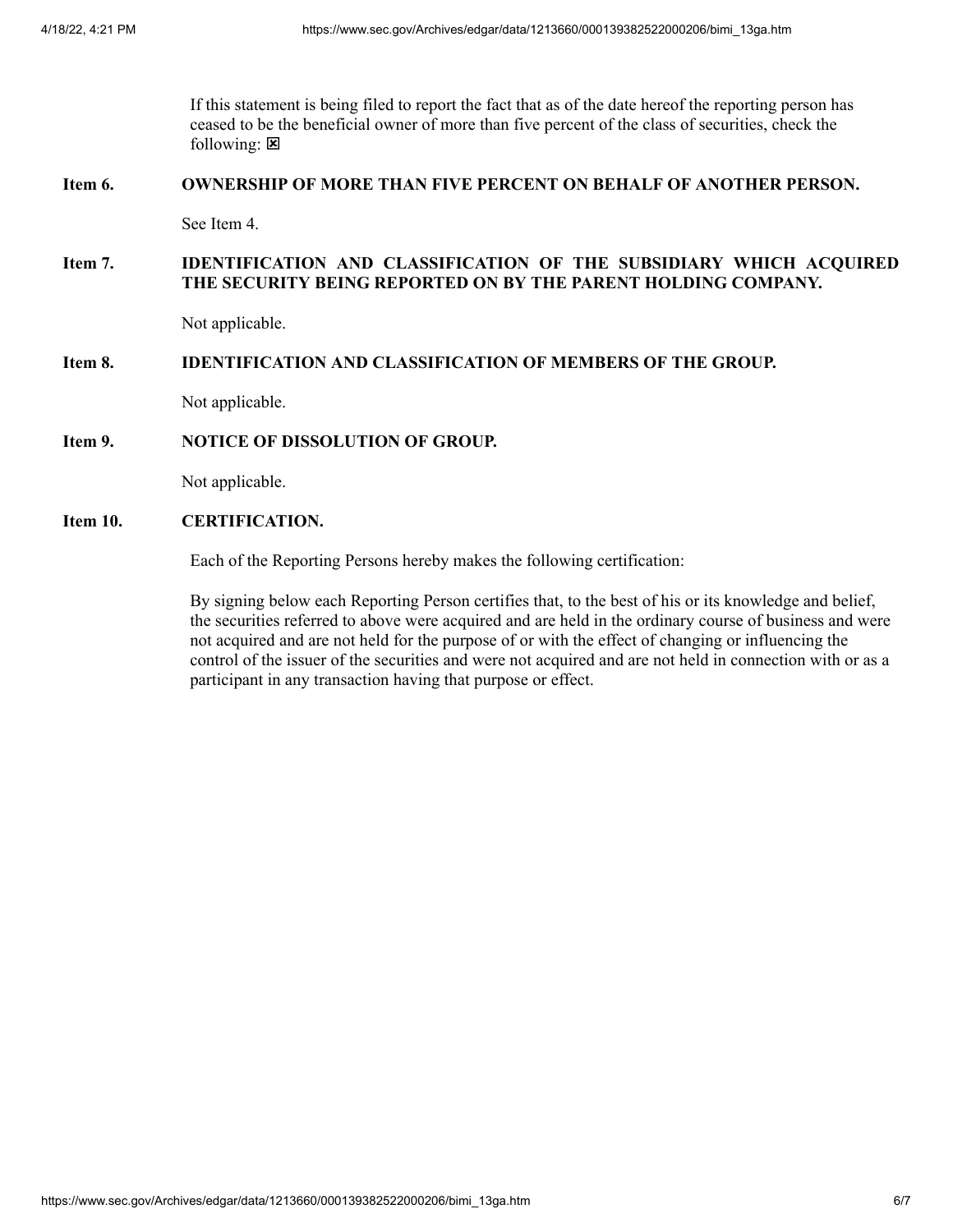If this statement is being filed to report the fact that as of the date hereof the reporting person has ceased to be the beneficial owner of more than five percent of the class of securities, check the following: ☒

**Item 6. OWNERSHIP OF MORE THAN FIVE PERCENT ON BEHALF OF ANOTHER PERSON.**

See Item 4.

**Item 7. IDENTIFICATION AND CLASSIFICATION OF THE SUBSIDIARY WHICH ACQUIRED THE SECURITY BEING REPORTED ON BY THE PARENT HOLDING COMPANY.**

Not applicable.

**Item 8. IDENTIFICATION AND CLASSIFICATION OF MEMBERS OF THE GROUP.**

Not applicable.

**Item 9. NOTICE OF DISSOLUTION OF GROUP.**

Not applicable.

**Item 10. CERTIFICATION.**

Each of the Reporting Persons hereby makes the following certification:

By signing below each Reporting Person certifies that, to the best of his or its knowledge and belief, the securities referred to above were acquired and are held in the ordinary course of business and were not acquired and are not held for the purpose of or with the effect of changing or influencing the control of the issuer of the securities and were not acquired and are not held in connection with or as a participant in any transaction having that purpose or effect.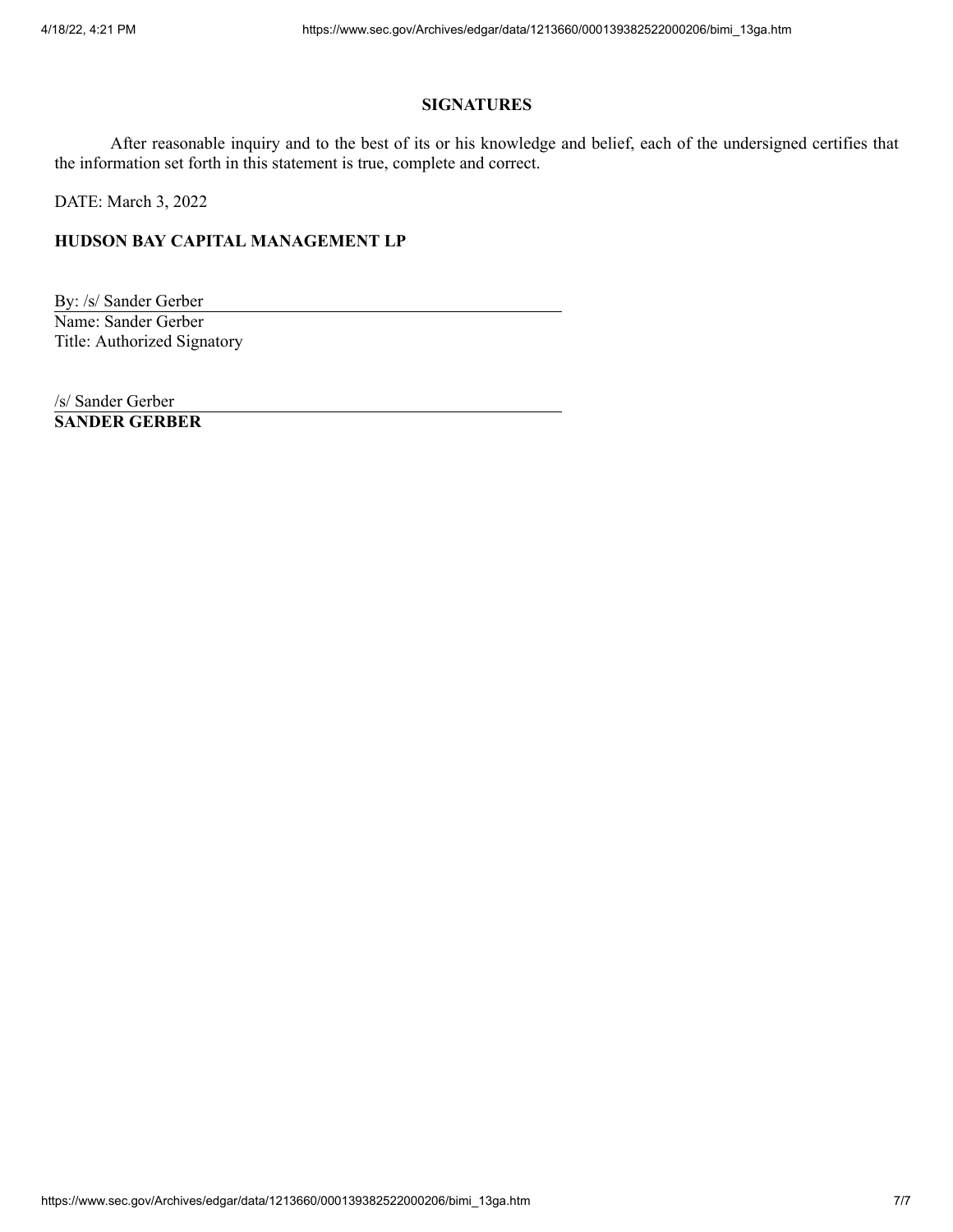## SIGNATURES

After reasonable inquiry and to the best of its or his knowledge and belief, each of the undersigned certifies that the information set forth in this statement is true, complete and correct.

DATE: March 3, 2022

**HUDSON BAY CAPITAL MANAGEMENT LP**

By: /s/ Sander Gerber
Name: Sander Gerber
Title: Authorized Signatory

/s/ Sander Gerber
**SANDER GERBER**